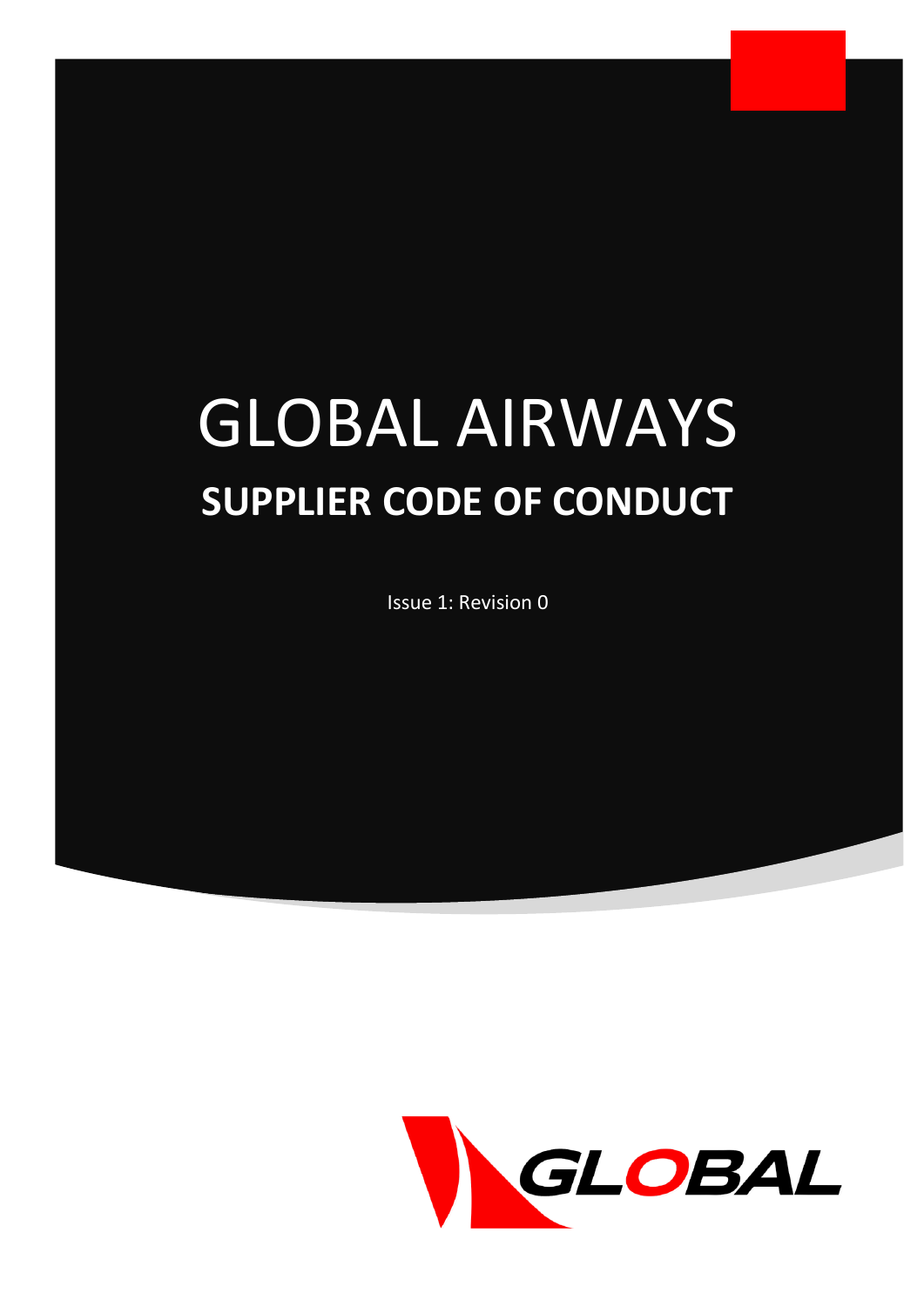# GLOBAL AIRWAYS

## SUPPLIER CODE OF CONDUCT

Issue 1: Revision 0

GLOBAL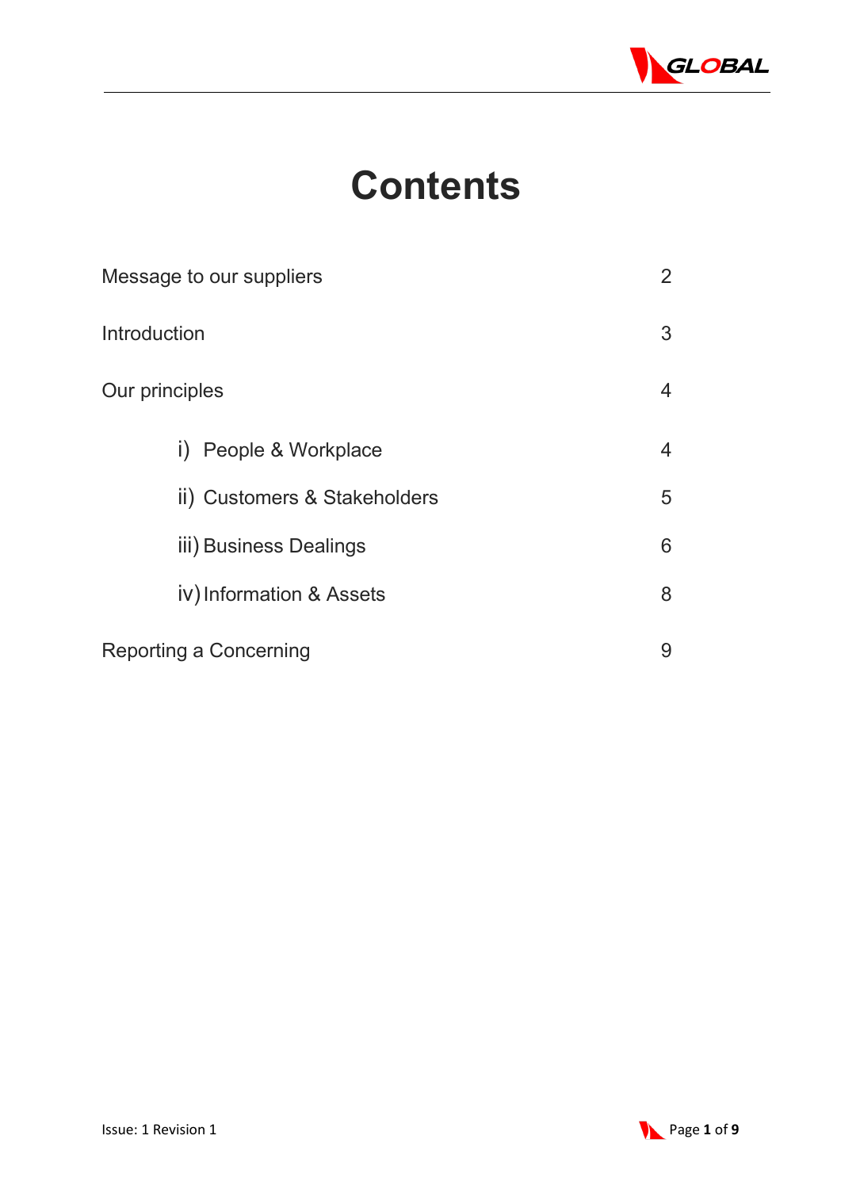# Contents

| | |
|---|---|
| Message to our suppliers | 2 |
| Introduction | 3 |
| Our principles | 4 |
| i) People & Workplace | 4 |
| ii) Customers & Stakeholders | 5 |
| iii) Business Dealings | 6 |
| iv) Information & Assets | 8 |
| Reporting a Concerning | 9 |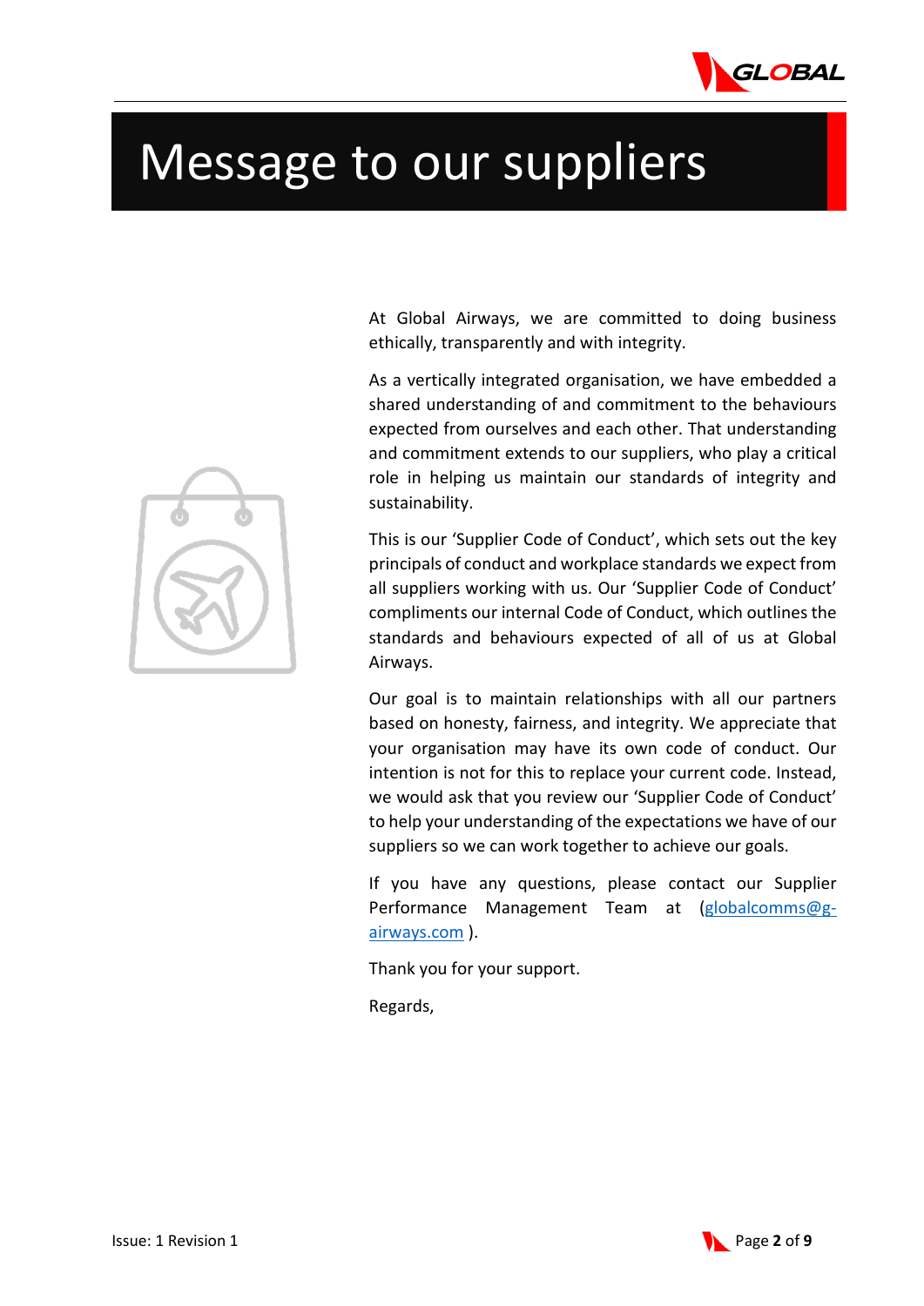# Message to our suppliers

At Global Airways, we are committed to doing business ethically, transparently and with integrity.

As a vertically integrated organisation, we have embedded a shared understanding of and commitment to the behaviours expected from ourselves and each other. That understanding and commitment extends to our suppliers, who play a critical role in helping us maintain our standards of integrity and sustainability.

This is our 'Supplier Code of Conduct', which sets out the key principals of conduct and workplace standards we expect from all suppliers working with us. Our 'Supplier Code of Conduct' compliments our internal Code of Conduct, which outlines the standards and behaviours expected of all of us at Global Airways.

Our goal is to maintain relationships with all our partners based on honesty, fairness, and integrity. We appreciate that your organisation may have its own code of conduct. Our intention is not for this to replace your current code. Instead, we would ask that you review our 'Supplier Code of Conduct' to help your understanding of the expectations we have of our suppliers so we can work together to achieve our goals.

If you have any questions, please contact our Supplier Performance Management Team at (globalcomms@g-airways.com ).

Thank you for your support.

Regards,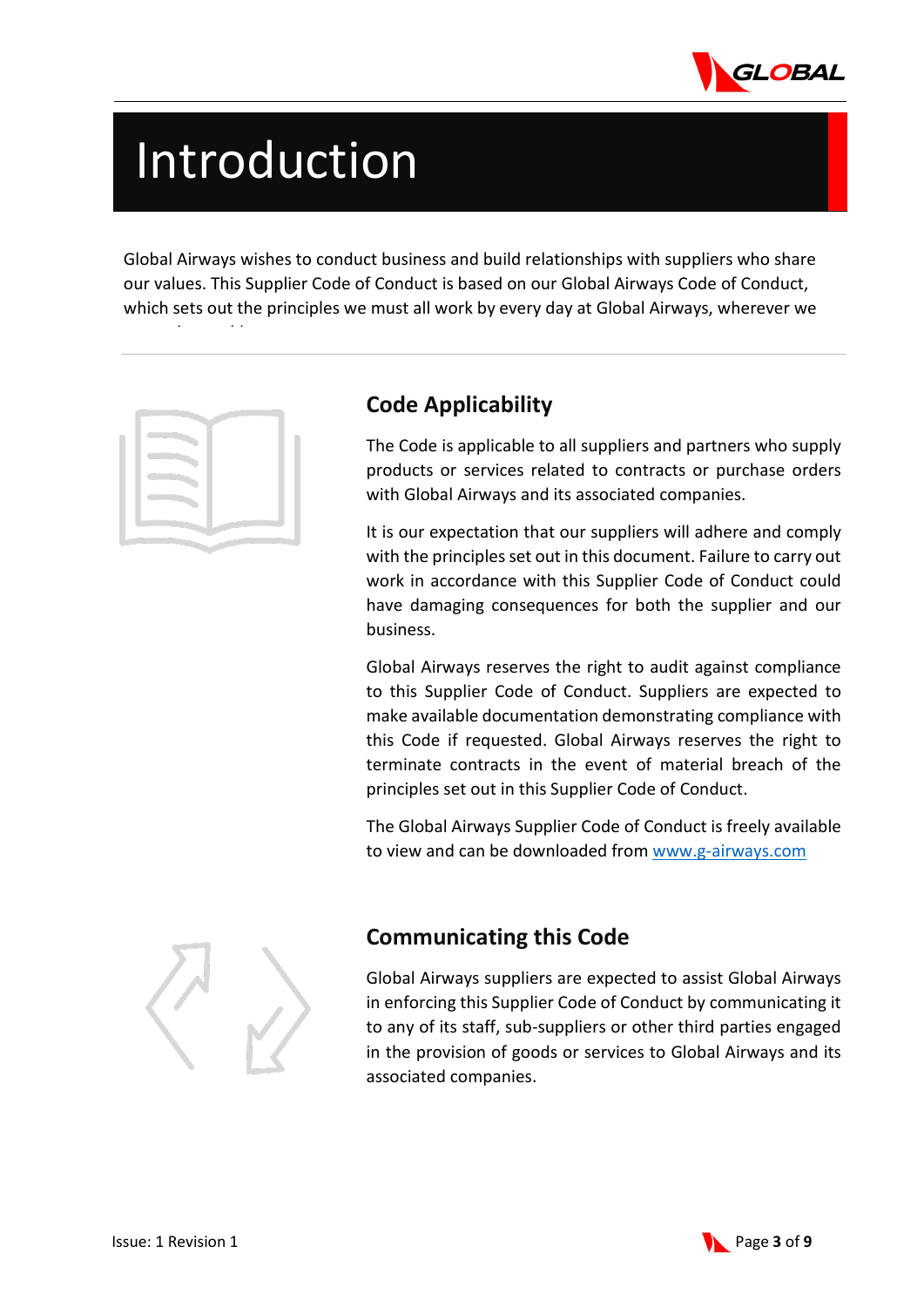# Introduction

Global Airways wishes to conduct business and build relationships with suppliers who share our values. This Supplier Code of Conduct is based on our Global Airways Code of Conduct, which sets out the principles we must all work by every day at Global Airways, wherever we

## Code Applicability

The Code is applicable to all suppliers and partners who supply products or services related to contracts or purchase orders with Global Airways and its associated companies.

It is our expectation that our suppliers will adhere and comply with the principles set out in this document. Failure to carry out work in accordance with this Supplier Code of Conduct could have damaging consequences for both the supplier and our business.

Global Airways reserves the right to audit against compliance to this Supplier Code of Conduct. Suppliers are expected to make available documentation demonstrating compliance with this Code if requested. Global Airways reserves the right to terminate contracts in the event of material breach of the principles set out in this Supplier Code of Conduct.

The Global Airways Supplier Code of Conduct is freely available to view and can be downloaded from www.g-airways.com

## Communicating this Code

Global Airways suppliers are expected to assist Global Airways in enforcing this Supplier Code of Conduct by communicating it to any of its staff, sub-suppliers or other third parties engaged in the provision of goods or services to Global Airways and its associated companies.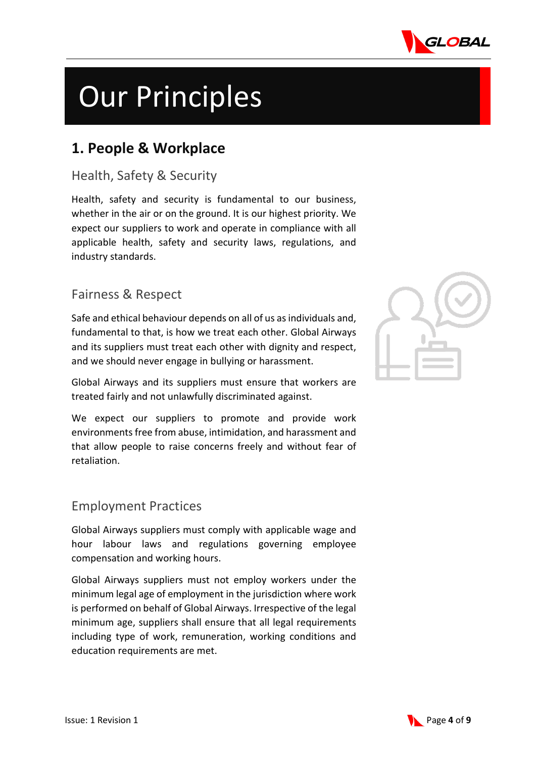# Our Principles

## 1. People & Workplace

### Health, Safety & Security

Health, safety and security is fundamental to our business, whether in the air or on the ground. It is our highest priority. We expect our suppliers to work and operate in compliance with all applicable health, safety and security laws, regulations, and industry standards.

### Fairness & Respect

Safe and ethical behaviour depends on all of us as individuals and, fundamental to that, is how we treat each other. Global Airways and its suppliers must treat each other with dignity and respect, and we should never engage in bullying or harassment.

Global Airways and its suppliers must ensure that workers are treated fairly and not unlawfully discriminated against.

We expect our suppliers to promote and provide work environments free from abuse, intimidation, and harassment and that allow people to raise concerns freely and without fear of retaliation.

### Employment Practices

Global Airways suppliers must comply with applicable wage and hour labour laws and regulations governing employee compensation and working hours.

Global Airways suppliers must not employ workers under the minimum legal age of employment in the jurisdiction where work is performed on behalf of Global Airways. Irrespective of the legal minimum age, suppliers shall ensure that all legal requirements including type of work, remuneration, working conditions and education requirements are met.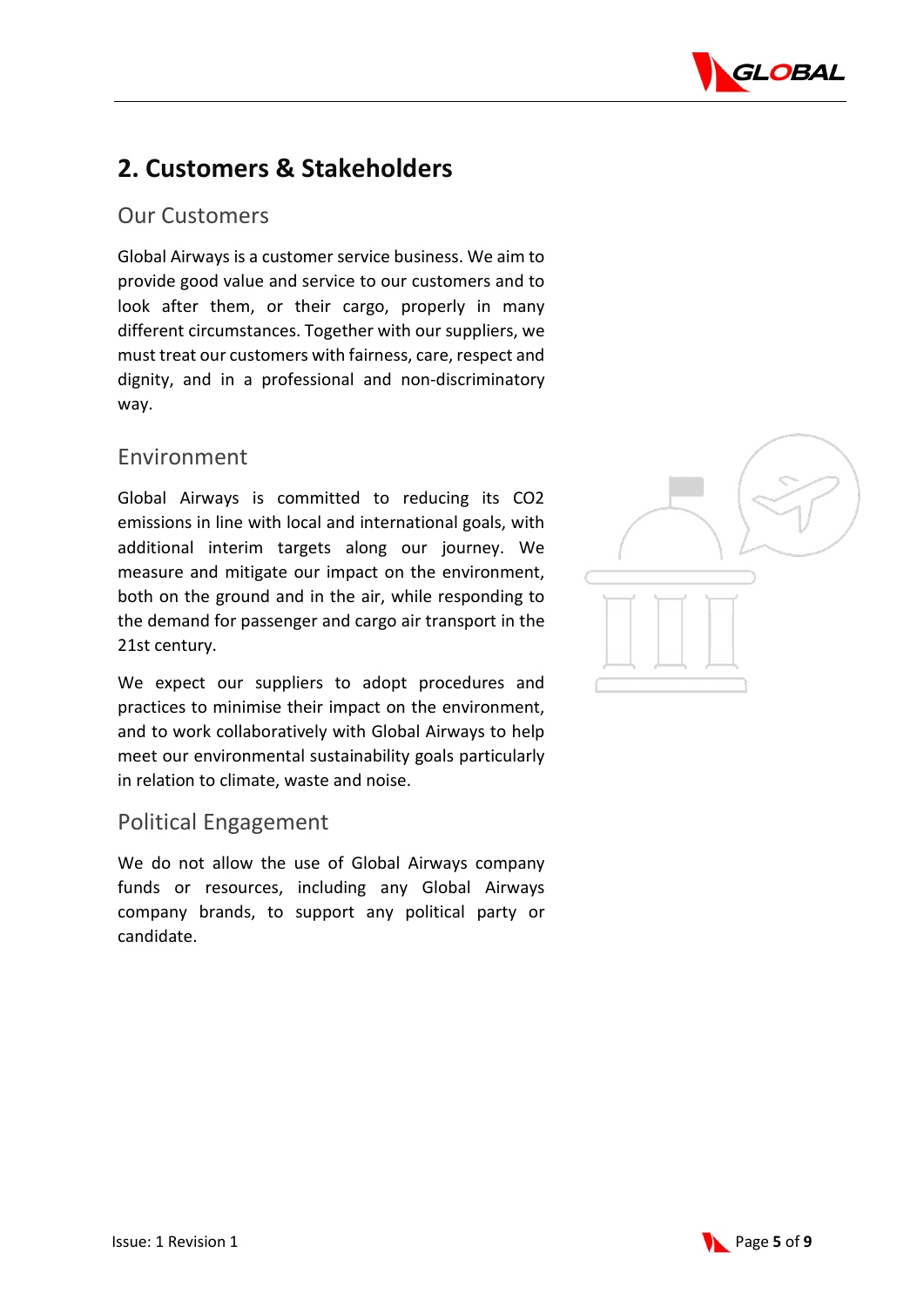## 2. Customers & Stakeholders

### Our Customers

Global Airways is a customer service business. We aim to provide good value and service to our customers and to look after them, or their cargo, properly in many different circumstances. Together with our suppliers, we must treat our customers with fairness, care, respect and dignity, and in a professional and non-discriminatory way.

### Environment

Global Airways is committed to reducing its $CO_2$ emissions in line with local and international goals, with additional interim targets along our journey. We measure and mitigate our impact on the environment, both on the ground and in the air, while responding to the demand for passenger and cargo air transport in the 21st century.

We expect our suppliers to adopt procedures and practices to minimise their impact on the environment, and to work collaboratively with Global Airways to help meet our environmental sustainability goals particularly in relation to climate, waste and noise.

### Political Engagement

We do not allow the use of Global Airways company funds or resources, including any Global Airways company brands, to support any political party or candidate.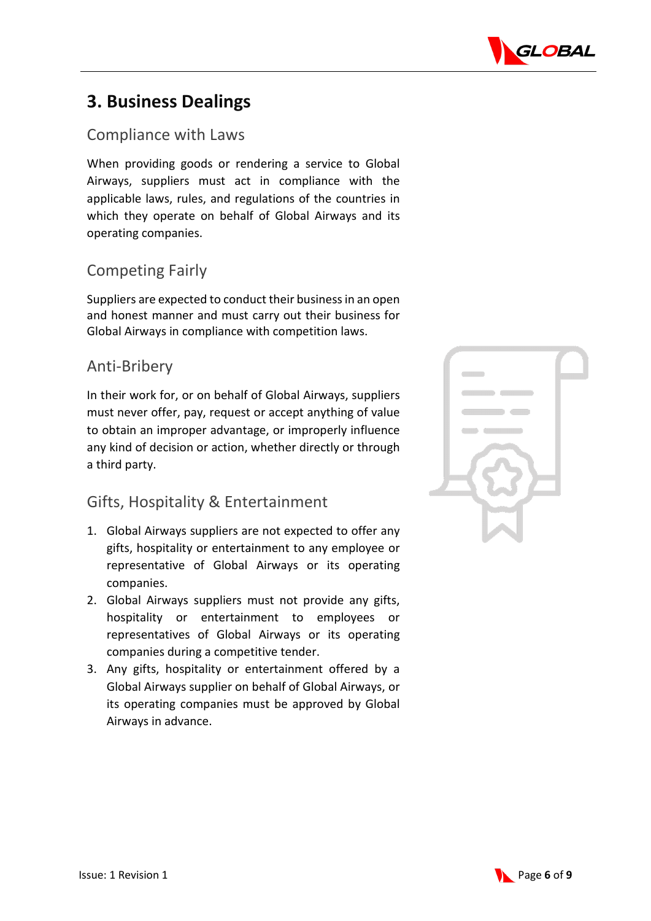# 3. Business Dealings

## Compliance with Laws

When providing goods or rendering a service to Global Airways, suppliers must act in compliance with the applicable laws, rules, and regulations of the countries in which they operate on behalf of Global Airways and its operating companies.

## Competing Fairly

Suppliers are expected to conduct their business in an open and honest manner and must carry out their business for Global Airways in compliance with competition laws.

## Anti-Bribery

In their work for, or on behalf of Global Airways, suppliers must never offer, pay, request or accept anything of value to obtain an improper advantage, or improperly influence any kind of decision or action, whether directly or through a third party.

## Gifts, Hospitality & Entertainment

1. Global Airways suppliers are not expected to offer any gifts, hospitality or entertainment to any employee or representative of Global Airways or its operating companies.
2. Global Airways suppliers must not provide any gifts, hospitality or entertainment to employees or representatives of Global Airways or its operating companies during a competitive tender.
3. Any gifts, hospitality or entertainment offered by a Global Airways supplier on behalf of Global Airways, or its operating companies must be approved by Global Airways in advance.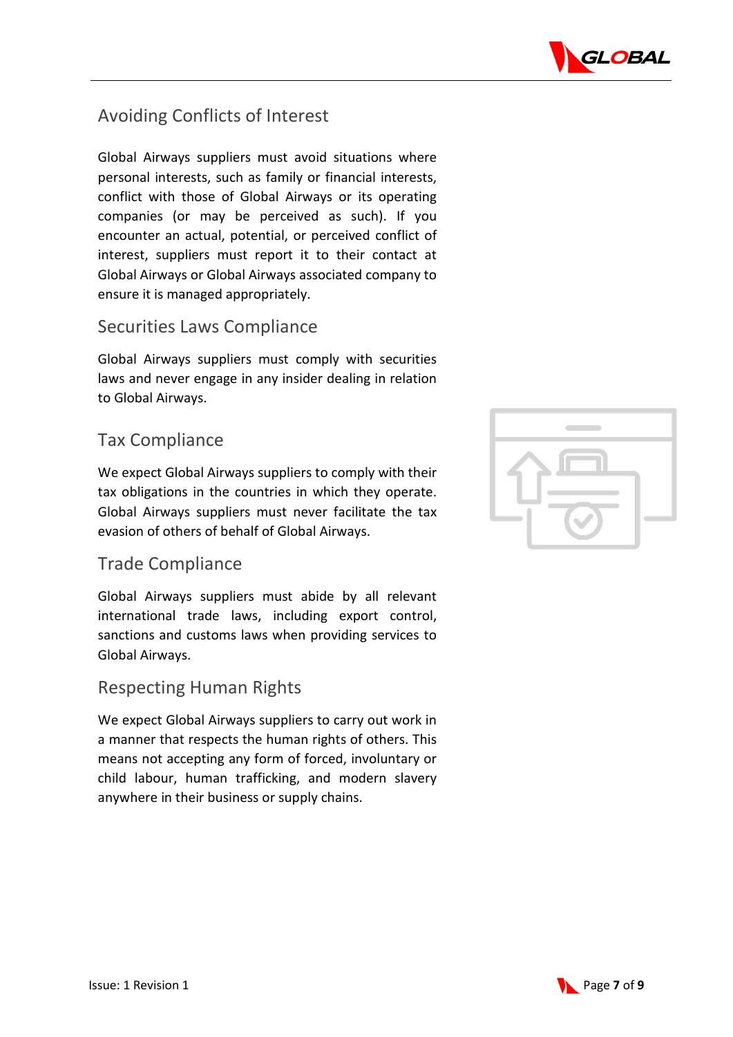## Avoiding Conflicts of Interest

Global Airways suppliers must avoid situations where personal interests, such as family or financial interests, conflict with those of Global Airways or its operating companies (or may be perceived as such). If you encounter an actual, potential, or perceived conflict of interest, suppliers must report it to their contact at Global Airways or Global Airways associated company to ensure it is managed appropriately.

## Securities Laws Compliance

Global Airways suppliers must comply with securities laws and never engage in any insider dealing in relation to Global Airways.

## Tax Compliance

We expect Global Airways suppliers to comply with their tax obligations in the countries in which they operate. Global Airways suppliers must never facilitate the tax evasion of others of behalf of Global Airways.

## Trade Compliance

Global Airways suppliers must abide by all relevant international trade laws, including export control, sanctions and customs laws when providing services to Global Airways.

## Respecting Human Rights

We expect Global Airways suppliers to carry out work in a manner that respects the human rights of others. This means not accepting any form of forced, involuntary or child labour, human trafficking, and modern slavery anywhere in their business or supply chains.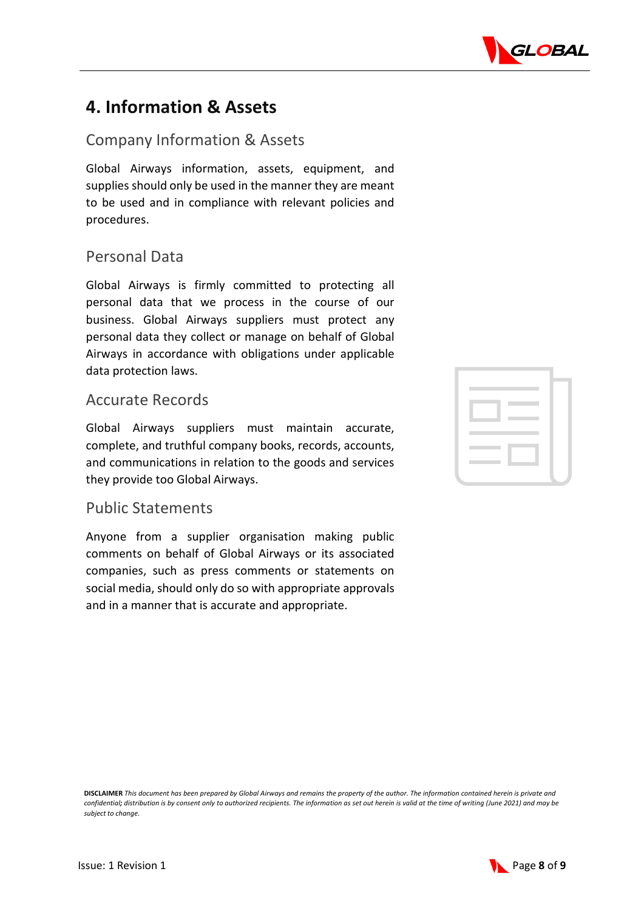# 4. Information & Assets

## Company Information & Assets

Global Airways information, assets, equipment, and supplies should only be used in the manner they are meant to be used and in compliance with relevant policies and procedures.

## Personal Data

Global Airways is firmly committed to protecting all personal data that we process in the course of our business. Global Airways suppliers must protect any personal data they collect or manage on behalf of Global Airways in accordance with obligations under applicable data protection laws.

## Accurate Records

Global Airways suppliers must maintain accurate, complete, and truthful company books, records, accounts, and communications in relation to the goods and services they provide too Global Airways.

## Public Statements

Anyone from a supplier organisation making public comments on behalf of Global Airways or its associated companies, such as press comments or statements on social media, should only do so with appropriate approvals and in a manner that is accurate and appropriate.

**DISCLAIMER** *This document has been prepared by Global Airways and remains the property of the author. The information contained herein is private and confidential; distribution is by consent only to authorized recipients. The information as set out herein is valid at the time of writing (June 2021) and may be subject to change.*

Issue: 1 Revision 1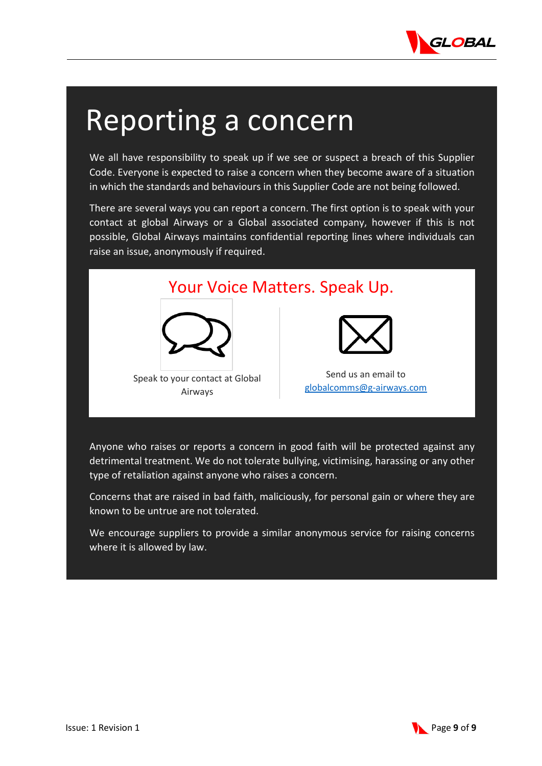# Reporting a concern

We all have responsibility to speak up if we see or suspect a breach of this Supplier Code. Everyone is expected to raise a concern when they become aware of a situation in which the standards and behaviours in this Supplier Code are not being followed.

There are several ways you can report a concern. The first option is to speak with your contact at global Airways or a Global associated company, however if this is not possible, Global Airways maintains confidential reporting lines where individuals can raise an issue, anonymously if required.

## Your Voice Matters. Speak Up.

Speak to your contact at Global Airways

Send us an email to globalcomms@g-airways.com

Anyone who raises or reports a concern in good faith will be protected against any detrimental treatment. We do not tolerate bullying, victimising, harassing or any other type of retaliation against anyone who raises a concern.

Concerns that are raised in bad faith, maliciously, for personal gain or where they are known to be untrue are not tolerated.

We encourage suppliers to provide a similar anonymous service for raising concerns where it is allowed by law.

Issue: 1 Revision 1